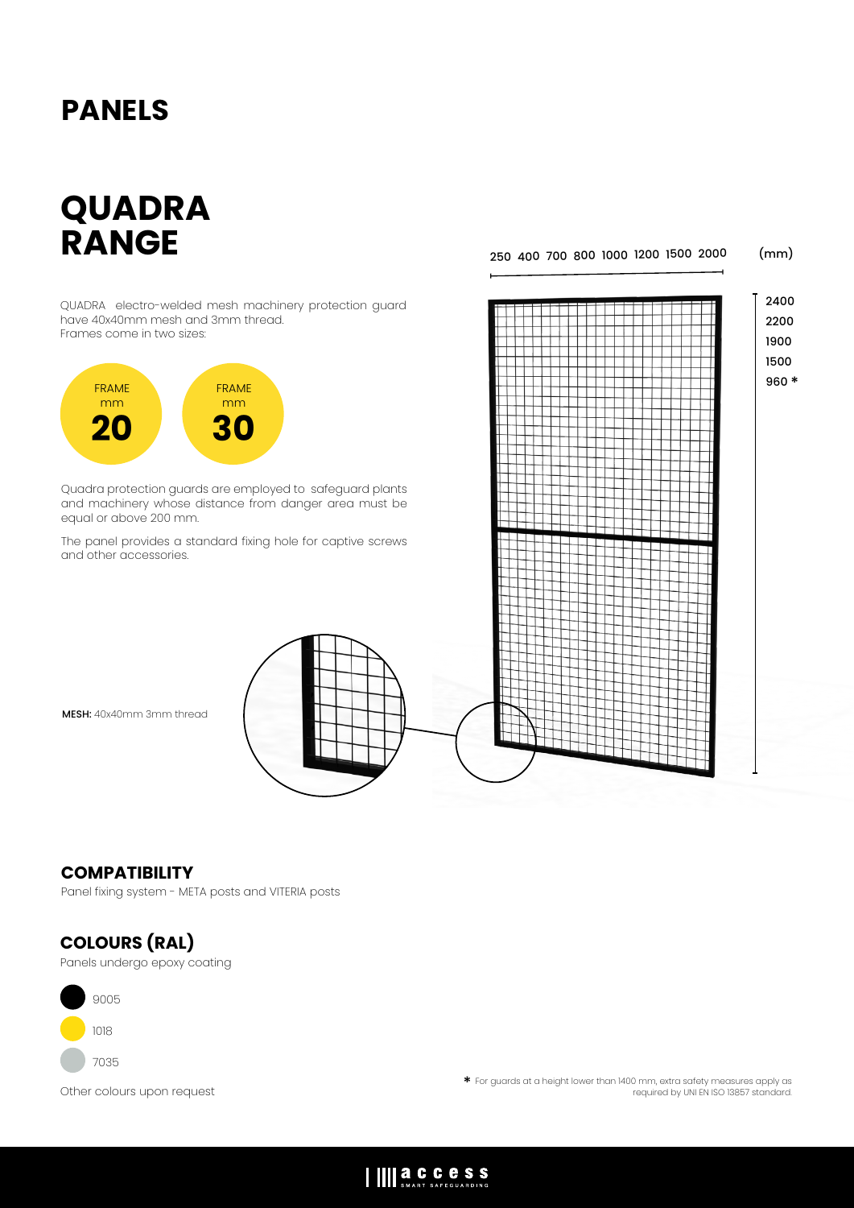# PANELS

## QUADRA RANGE

QUADRA electro-welded mesh machinery protection guard have 40x40mm mesh and 3mm thread.
Frames come in two sizes:

FRAME mm **20**

FRAME mm **30**

Quadra protection guards are employed to safeguard plants and machinery whose distance from danger area must be equal or above 200 mm.

The panel provides a standard fixing hole for captive screws and other accessories.

250 400 700 800 1000 1200 1500 2000 (mm)

2400
2200
1900
1500
960 *

**MESH:** 40x40mm 3mm thread

### COMPATIBILITY

Panel fixing system - META posts and VITERIA posts

### COLOURS (RAL)

Panels undergo epoxy coating

- 9005
- 1018
- 7035

Other colours upon request

* For guards at a height lower than 1400 mm, extra safety measures apply as required by UNI EN ISO 13857 standard.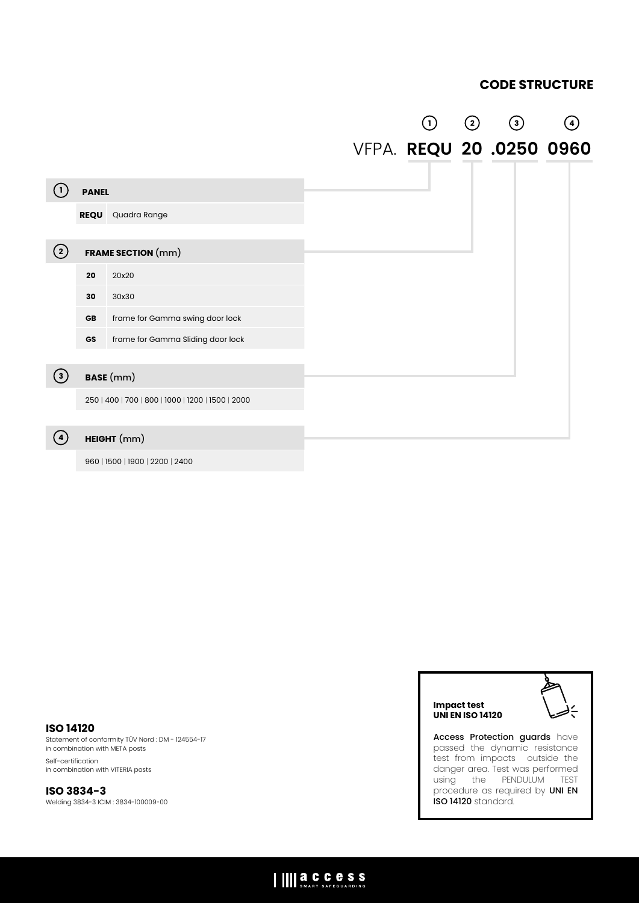## CODE STRUCTURE

VFPA. **REQU** (1) **20** (2) **.0250** (3) **0960** (4)

### 1 PANEL

| | |
|---|---|
| **REQU** | Quadra Range |

### 2 FRAME SECTION (mm)

| | |
|---|---|
| **20** | 20x20 |
| **30** | 30x30 |
| **GB** | frame for Gamma swing door lock |
| **GS** | frame for Gamma Sliding door lock |

### 3 BASE (mm)

250 | 400 | 700 | 800 | 1000 | 1200 | 1500 | 2000

### 4 HEIGHT (mm)

960 | 1500 | 1900 | 2200 | 2400

**ISO 14120**
Statement of conformity TÜV Nord : DM - 124554-17
in combination with META posts

Self-certification
in combination with VITERIA posts

**ISO 3834-3**
Welding 3834-3 ICIM : 3834-100009-00

**Impact test**
**UNI EN ISO 14120**

**Access Protection guards** have passed the dynamic resistance test from impacts outside the danger area. Test was performed using the PENDULUM TEST procedure as required by **UNI EN ISO 14120** standard.